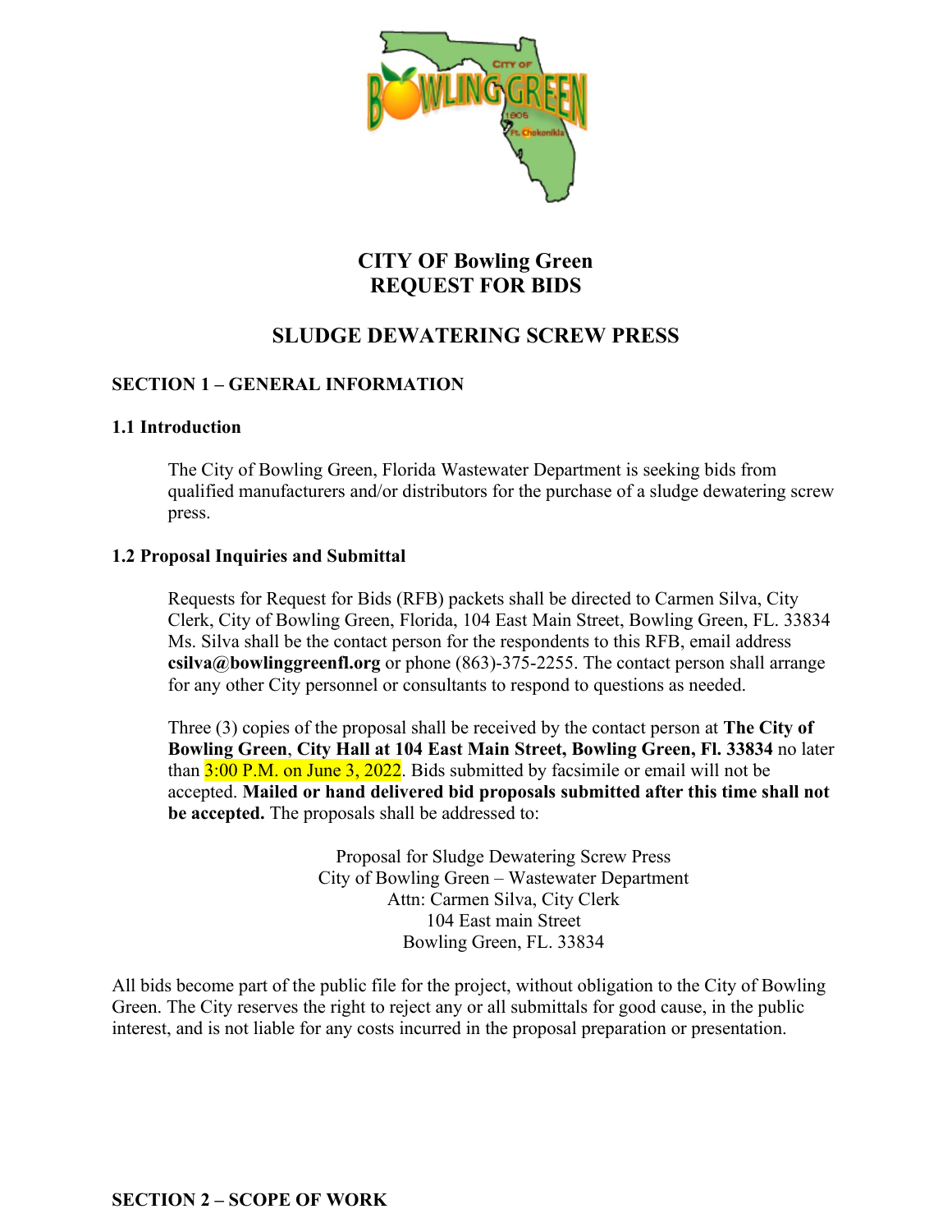# CITY OF Bowling Green
# REQUEST FOR BIDS

## SLUDGE DEWATERING SCREW PRESS

### SECTION 1 – GENERAL INFORMATION

#### 1.1 Introduction

The City of Bowling Green, Florida Wastewater Department is seeking bids from qualified manufacturers and/or distributors for the purchase of a sludge dewatering screw press.

#### 1.2 Proposal Inquiries and Submittal

Requests for Request for Bids (RFB) packets shall be directed to Carmen Silva, City Clerk, City of Bowling Green, Florida, 104 East Main Street, Bowling Green, FL. 33834 Ms. Silva shall be the contact person for the respondents to this RFB, email address **csilva@bowlinggreenfl.org** or phone (863)-375-2255. The contact person shall arrange for any other City personnel or consultants to respond to questions as needed.

Three (3) copies of the proposal shall be received by the contact person at **The City of Bowling Green**, **City Hall at 104 East Main Street, Bowling Green, Fl. 33834** no later than 3:00 P.M. on June 3, 2022. Bids submitted by facsimile or email will not be accepted. **Mailed or hand delivered bid proposals submitted after this time shall not be accepted.** The proposals shall be addressed to:

Proposal for Sludge Dewatering Screw Press
City of Bowling Green – Wastewater Department
Attn: Carmen Silva, City Clerk
104 East main Street
Bowling Green, FL. 33834

All bids become part of the public file for the project, without obligation to the City of Bowling Green. The City reserves the right to reject any or all submittals for good cause, in the public interest, and is not liable for any costs incurred in the proposal preparation or presentation.

### SECTION 2 – SCOPE OF WORK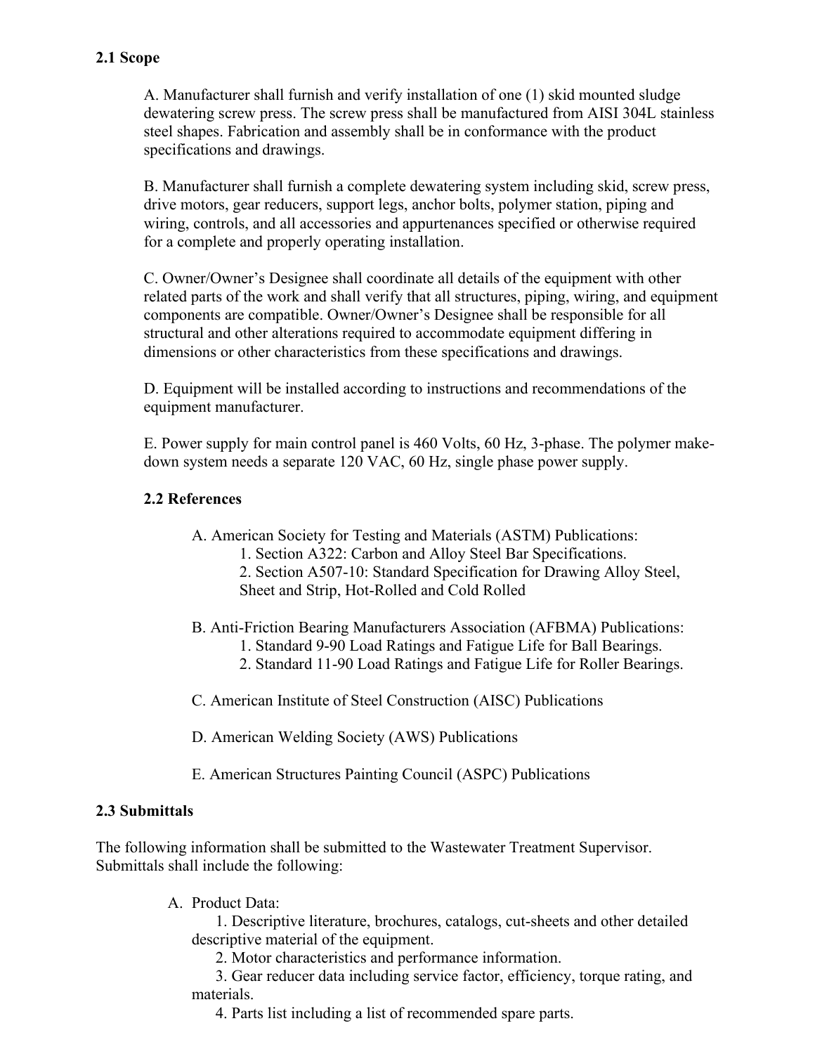## 2.1 Scope

A. Manufacturer shall furnish and verify installation of one (1) skid mounted sludge dewatering screw press. The screw press shall be manufactured from AISI 304L stainless steel shapes. Fabrication and assembly shall be in conformance with the product specifications and drawings.

B. Manufacturer shall furnish a complete dewatering system including skid, screw press, drive motors, gear reducers, support legs, anchor bolts, polymer station, piping and wiring, controls, and all accessories and appurtenances specified or otherwise required for a complete and properly operating installation.

C. Owner/Owner's Designee shall coordinate all details of the equipment with other related parts of the work and shall verify that all structures, piping, wiring, and equipment components are compatible. Owner/Owner's Designee shall be responsible for all structural and other alterations required to accommodate equipment differing in dimensions or other characteristics from these specifications and drawings.

D. Equipment will be installed according to instructions and recommendations of the equipment manufacturer.

E. Power supply for main control panel is 460 Volts, 60 Hz, 3-phase. The polymer make-down system needs a separate 120 VAC, 60 Hz, single phase power supply.

## 2.2 References

A. American Society for Testing and Materials (ASTM) Publications:
   1. Section A322: Carbon and Alloy Steel Bar Specifications.
   2. Section A507-10: Standard Specification for Drawing Alloy Steel, Sheet and Strip, Hot-Rolled and Cold Rolled

B. Anti-Friction Bearing Manufacturers Association (AFBMA) Publications:
   1. Standard 9-90 Load Ratings and Fatigue Life for Ball Bearings.
   2. Standard 11-90 Load Ratings and Fatigue Life for Roller Bearings.

C. American Institute of Steel Construction (AISC) Publications

D. American Welding Society (AWS) Publications

E. American Structures Painting Council (ASPC) Publications

## 2.3 Submittals

The following information shall be submitted to the Wastewater Treatment Supervisor. Submittals shall include the following:

A. Product Data:
   1. Descriptive literature, brochures, catalogs, cut-sheets and other detailed descriptive material of the equipment.
   2. Motor characteristics and performance information.
   3. Gear reducer data including service factor, efficiency, torque rating, and materials.
   4. Parts list including a list of recommended spare parts.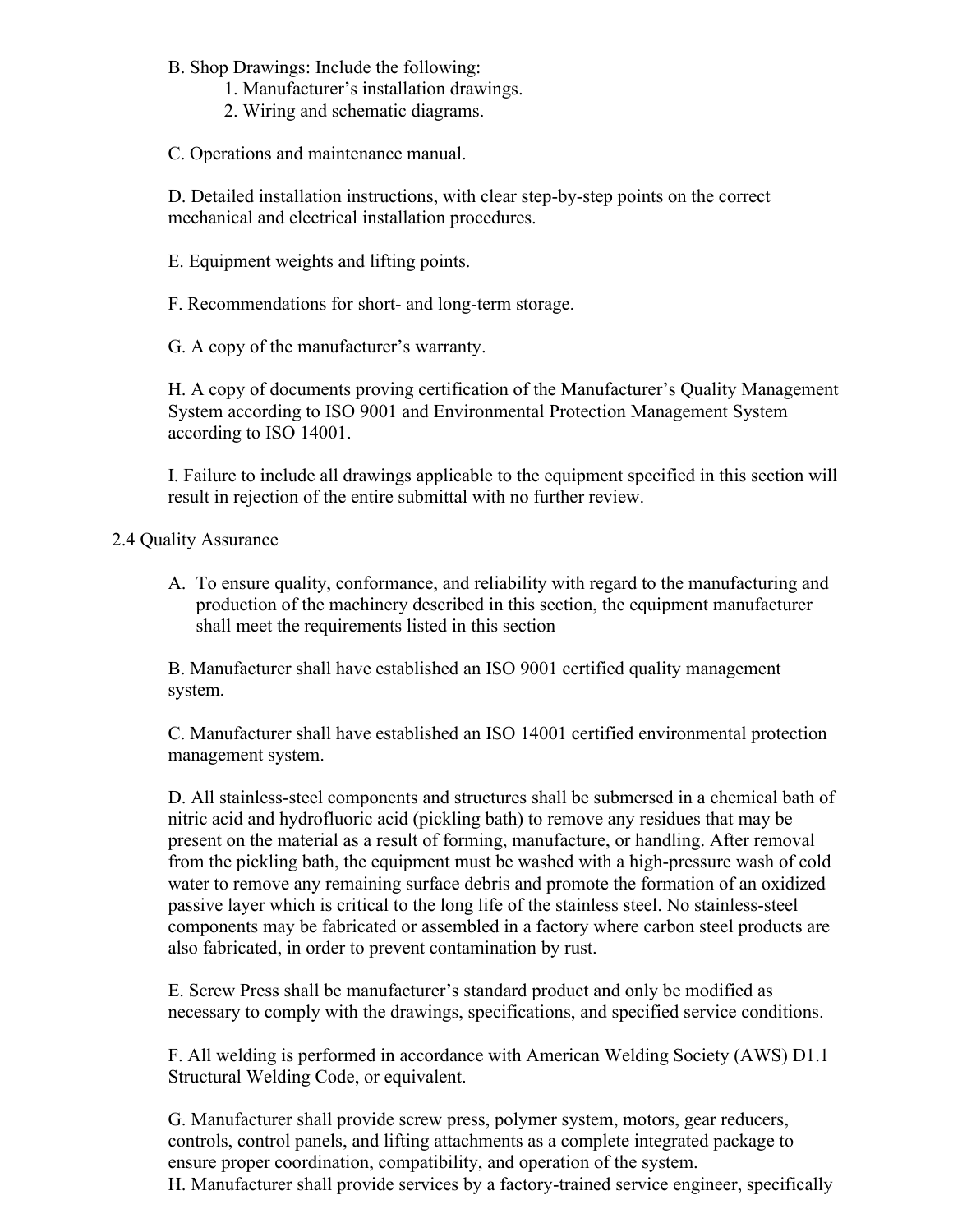B. Shop Drawings: Include the following:

1. Manufacturer's installation drawings.
2. Wiring and schematic diagrams.

C. Operations and maintenance manual.

D. Detailed installation instructions, with clear step-by-step points on the correct mechanical and electrical installation procedures.

E. Equipment weights and lifting points.

F. Recommendations for short- and long-term storage.

G. A copy of the manufacturer's warranty.

H. A copy of documents proving certification of the Manufacturer's Quality Management System according to ISO 9001 and Environmental Protection Management System according to ISO 14001.

I. Failure to include all drawings applicable to the equipment specified in this section will result in rejection of the entire submittal with no further review.

2.4 Quality Assurance

A. To ensure quality, conformance, and reliability with regard to the manufacturing and production of the machinery described in this section, the equipment manufacturer shall meet the requirements listed in this section

B. Manufacturer shall have established an ISO 9001 certified quality management system.

C. Manufacturer shall have established an ISO 14001 certified environmental protection management system.

D. All stainless-steel components and structures shall be submersed in a chemical bath of nitric acid and hydrofluoric acid (pickling bath) to remove any residues that may be present on the material as a result of forming, manufacture, or handling. After removal from the pickling bath, the equipment must be washed with a high-pressure wash of cold water to remove any remaining surface debris and promote the formation of an oxidized passive layer which is critical to the long life of the stainless steel. No stainless-steel components may be fabricated or assembled in a factory where carbon steel products are also fabricated, in order to prevent contamination by rust.

E. Screw Press shall be manufacturer's standard product and only be modified as necessary to comply with the drawings, specifications, and specified service conditions.

F. All welding is performed in accordance with American Welding Society (AWS) D1.1 Structural Welding Code, or equivalent.

G. Manufacturer shall provide screw press, polymer system, motors, gear reducers, controls, control panels, and lifting attachments as a complete integrated package to ensure proper coordination, compatibility, and operation of the system.

H. Manufacturer shall provide services by a factory-trained service engineer, specifically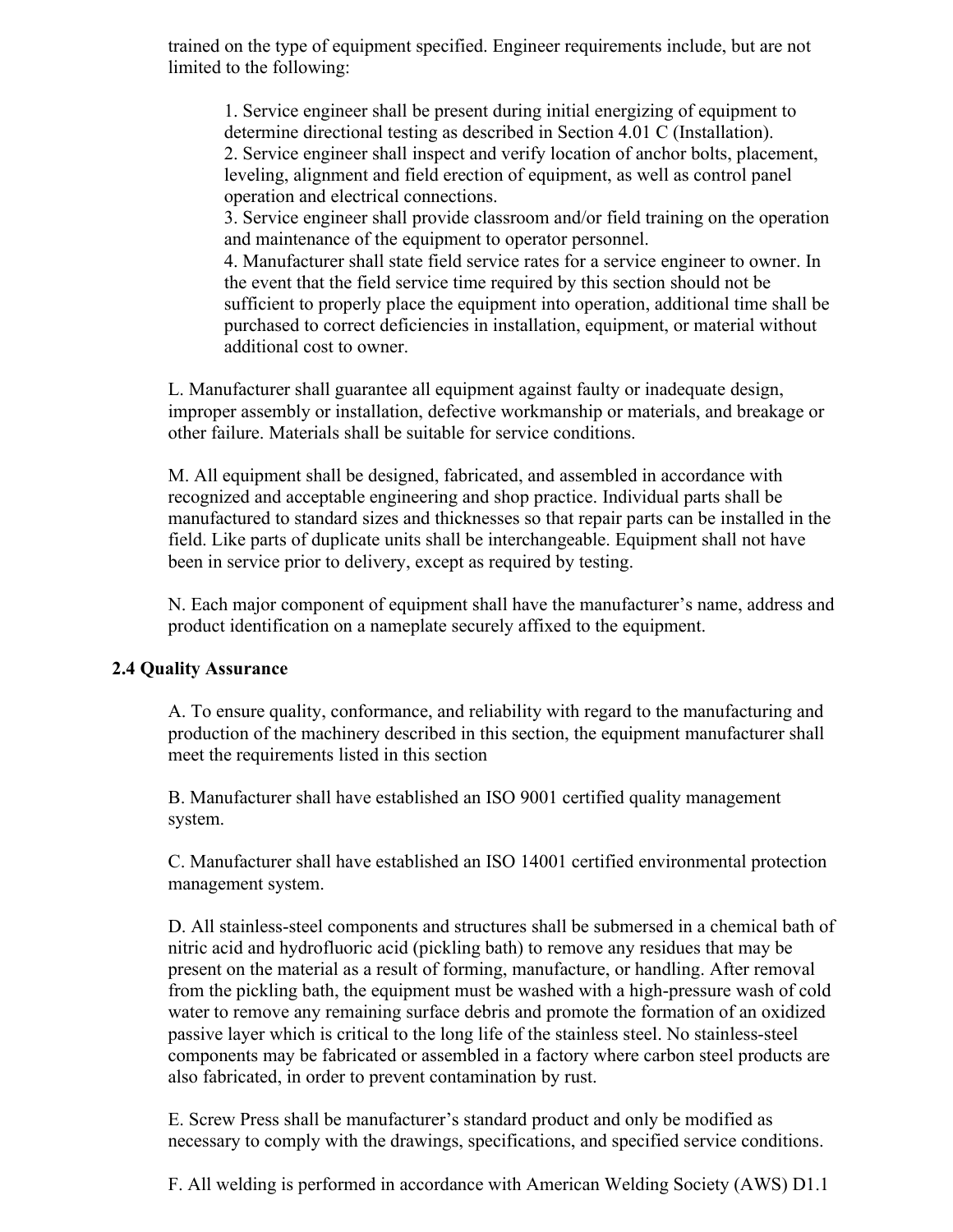trained on the type of equipment specified. Engineer requirements include, but are not limited to the following:

1. Service engineer shall be present during initial energizing of equipment to determine directional testing as described in Section 4.01 C (Installation).
2. Service engineer shall inspect and verify location of anchor bolts, placement, leveling, alignment and field erection of equipment, as well as control panel operation and electrical connections.
3. Service engineer shall provide classroom and/or field training on the operation and maintenance of the equipment to operator personnel.
4. Manufacturer shall state field service rates for a service engineer to owner. In the event that the field service time required by this section should not be sufficient to properly place the equipment into operation, additional time shall be purchased to correct deficiencies in installation, equipment, or material without additional cost to owner.

L. Manufacturer shall guarantee all equipment against faulty or inadequate design, improper assembly or installation, defective workmanship or materials, and breakage or other failure. Materials shall be suitable for service conditions.

M. All equipment shall be designed, fabricated, and assembled in accordance with recognized and acceptable engineering and shop practice. Individual parts shall be manufactured to standard sizes and thicknesses so that repair parts can be installed in the field. Like parts of duplicate units shall be interchangeable. Equipment shall not have been in service prior to delivery, except as required by testing.

N. Each major component of equipment shall have the manufacturer's name, address and product identification on a nameplate securely affixed to the equipment.

## 2.4 Quality Assurance

A. To ensure quality, conformance, and reliability with regard to the manufacturing and production of the machinery described in this section, the equipment manufacturer shall meet the requirements listed in this section

B. Manufacturer shall have established an ISO 9001 certified quality management system.

C. Manufacturer shall have established an ISO 14001 certified environmental protection management system.

D. All stainless-steel components and structures shall be submersed in a chemical bath of nitric acid and hydrofluoric acid (pickling bath) to remove any residues that may be present on the material as a result of forming, manufacture, or handling. After removal from the pickling bath, the equipment must be washed with a high-pressure wash of cold water to remove any remaining surface debris and promote the formation of an oxidized passive layer which is critical to the long life of the stainless steel. No stainless-steel components may be fabricated or assembled in a factory where carbon steel products are also fabricated, in order to prevent contamination by rust.

E. Screw Press shall be manufacturer's standard product and only be modified as necessary to comply with the drawings, specifications, and specified service conditions.

F. All welding is performed in accordance with American Welding Society (AWS) D1.1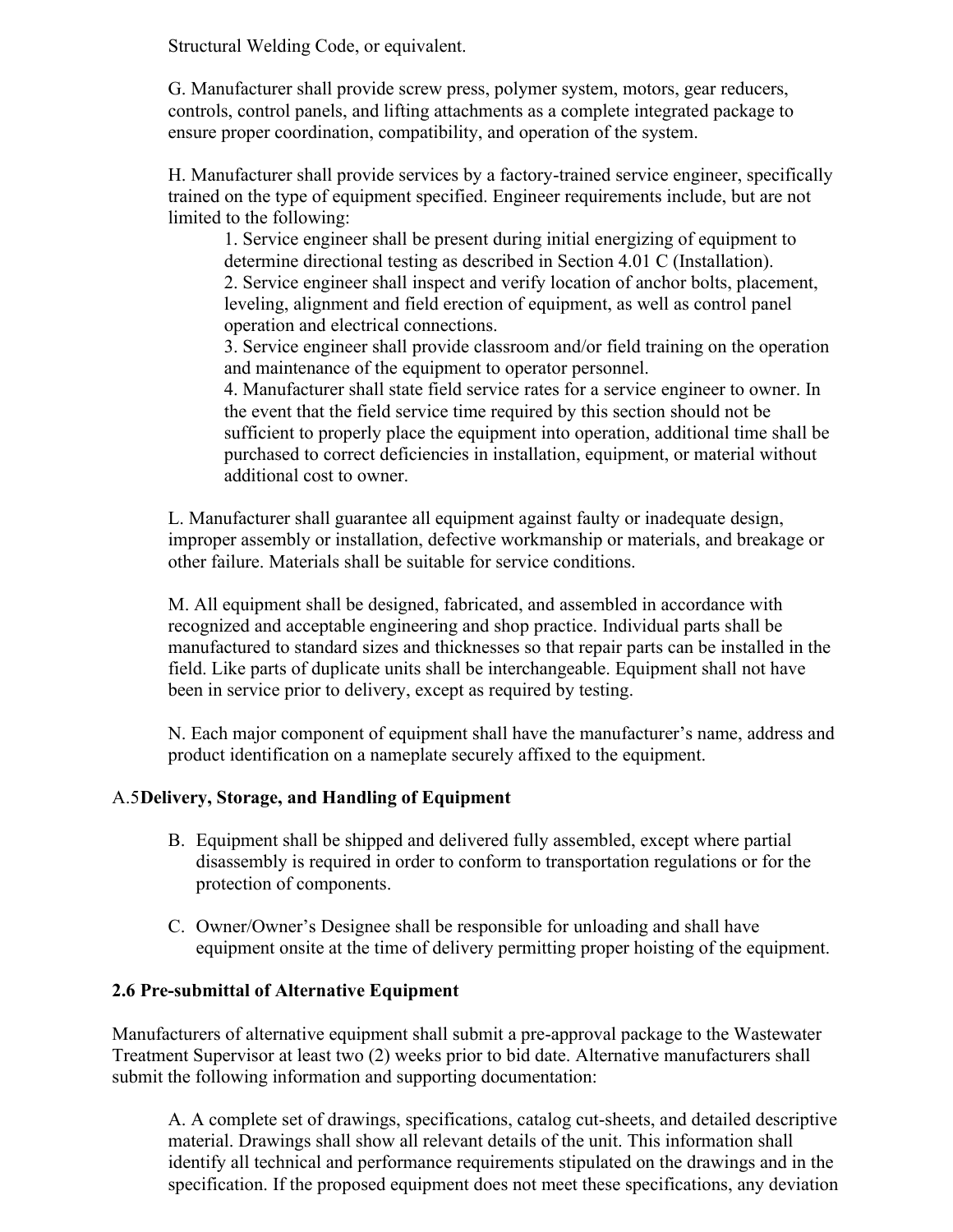Structural Welding Code, or equivalent.

G. Manufacturer shall provide screw press, polymer system, motors, gear reducers, controls, control panels, and lifting attachments as a complete integrated package to ensure proper coordination, compatibility, and operation of the system.

H. Manufacturer shall provide services by a factory-trained service engineer, specifically trained on the type of equipment specified. Engineer requirements include, but are not limited to the following:

1. Service engineer shall be present during initial energizing of equipment to determine directional testing as described in Section 4.01 C (Installation).
2. Service engineer shall inspect and verify location of anchor bolts, placement, leveling, alignment and field erection of equipment, as well as control panel operation and electrical connections.
3. Service engineer shall provide classroom and/or field training on the operation and maintenance of the equipment to operator personnel.
4. Manufacturer shall state field service rates for a service engineer to owner. In the event that the field service time required by this section should not be sufficient to properly place the equipment into operation, additional time shall be purchased to correct deficiencies in installation, equipment, or material without additional cost to owner.

L. Manufacturer shall guarantee all equipment against faulty or inadequate design, improper assembly or installation, defective workmanship or materials, and breakage or other failure. Materials shall be suitable for service conditions.

M. All equipment shall be designed, fabricated, and assembled in accordance with recognized and acceptable engineering and shop practice. Individual parts shall be manufactured to standard sizes and thicknesses so that repair parts can be installed in the field. Like parts of duplicate units shall be interchangeable. Equipment shall not have been in service prior to delivery, except as required by testing.

N. Each major component of equipment shall have the manufacturer's name, address and product identification on a nameplate securely affixed to the equipment.

### A.5 **Delivery, Storage, and Handling of Equipment**

B. Equipment shall be shipped and delivered fully assembled, except where partial disassembly is required in order to conform to transportation regulations or for the protection of components.

C. Owner/Owner's Designee shall be responsible for unloading and shall have equipment onsite at the time of delivery permitting proper hoisting of the equipment.

### 2.6 Pre-submittal of Alternative Equipment

Manufacturers of alternative equipment shall submit a pre-approval package to the Wastewater Treatment Supervisor at least two (2) weeks prior to bid date. Alternative manufacturers shall submit the following information and supporting documentation:

A. A complete set of drawings, specifications, catalog cut-sheets, and detailed descriptive material. Drawings shall show all relevant details of the unit. This information shall identify all technical and performance requirements stipulated on the drawings and in the specification. If the proposed equipment does not meet these specifications, any deviation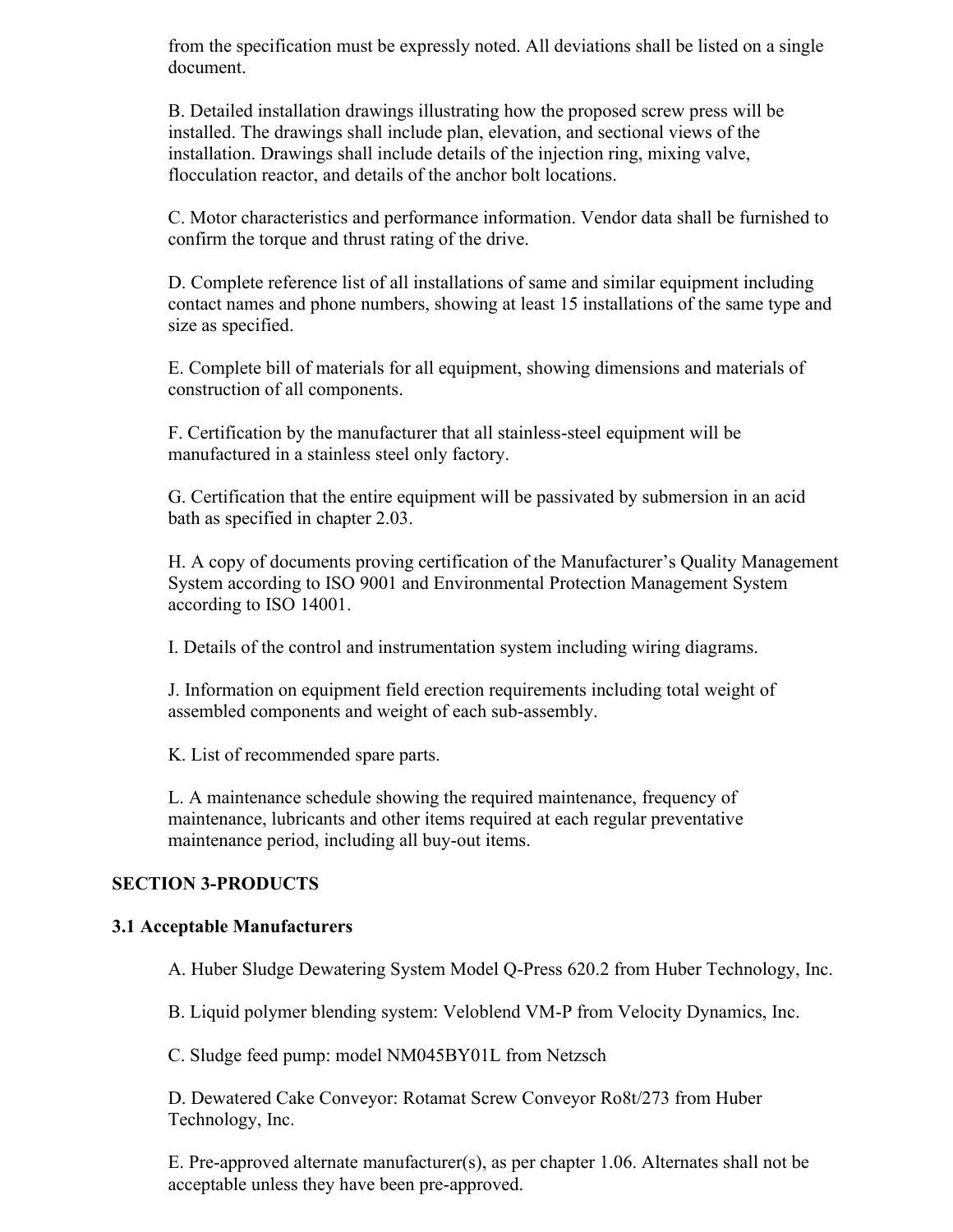from the specification must be expressly noted. All deviations shall be listed on a single document.

B. Detailed installation drawings illustrating how the proposed screw press will be installed. The drawings shall include plan, elevation, and sectional views of the installation. Drawings shall include details of the injection ring, mixing valve, flocculation reactor, and details of the anchor bolt locations.

C. Motor characteristics and performance information. Vendor data shall be furnished to confirm the torque and thrust rating of the drive.

D. Complete reference list of all installations of same and similar equipment including contact names and phone numbers, showing at least 15 installations of the same type and size as specified.

E. Complete bill of materials for all equipment, showing dimensions and materials of construction of all components.

F. Certification by the manufacturer that all stainless-steel equipment will be manufactured in a stainless steel only factory.

G. Certification that the entire equipment will be passivated by submersion in an acid bath as specified in chapter 2.03.

H. A copy of documents proving certification of the Manufacturer's Quality Management System according to ISO 9001 and Environmental Protection Management System according to ISO 14001.

I. Details of the control and instrumentation system including wiring diagrams.

J. Information on equipment field erection requirements including total weight of assembled components and weight of each sub-assembly.

K. List of recommended spare parts.

L. A maintenance schedule showing the required maintenance, frequency of maintenance, lubricants and other items required at each regular preventative maintenance period, including all buy-out items.

## SECTION 3-PRODUCTS

### 3.1 Acceptable Manufacturers

A. Huber Sludge Dewatering System Model Q-Press 620.2 from Huber Technology, Inc.

B. Liquid polymer blending system: Veloblend VM-P from Velocity Dynamics, Inc.

C. Sludge feed pump: model NM045BY01L from Netzsch

D. Dewatered Cake Conveyor: Rotamat Screw Conveyor Ro8t/273 from Huber Technology, Inc.

E. Pre-approved alternate manufacturer(s), as per chapter 1.06. Alternates shall not be acceptable unless they have been pre-approved.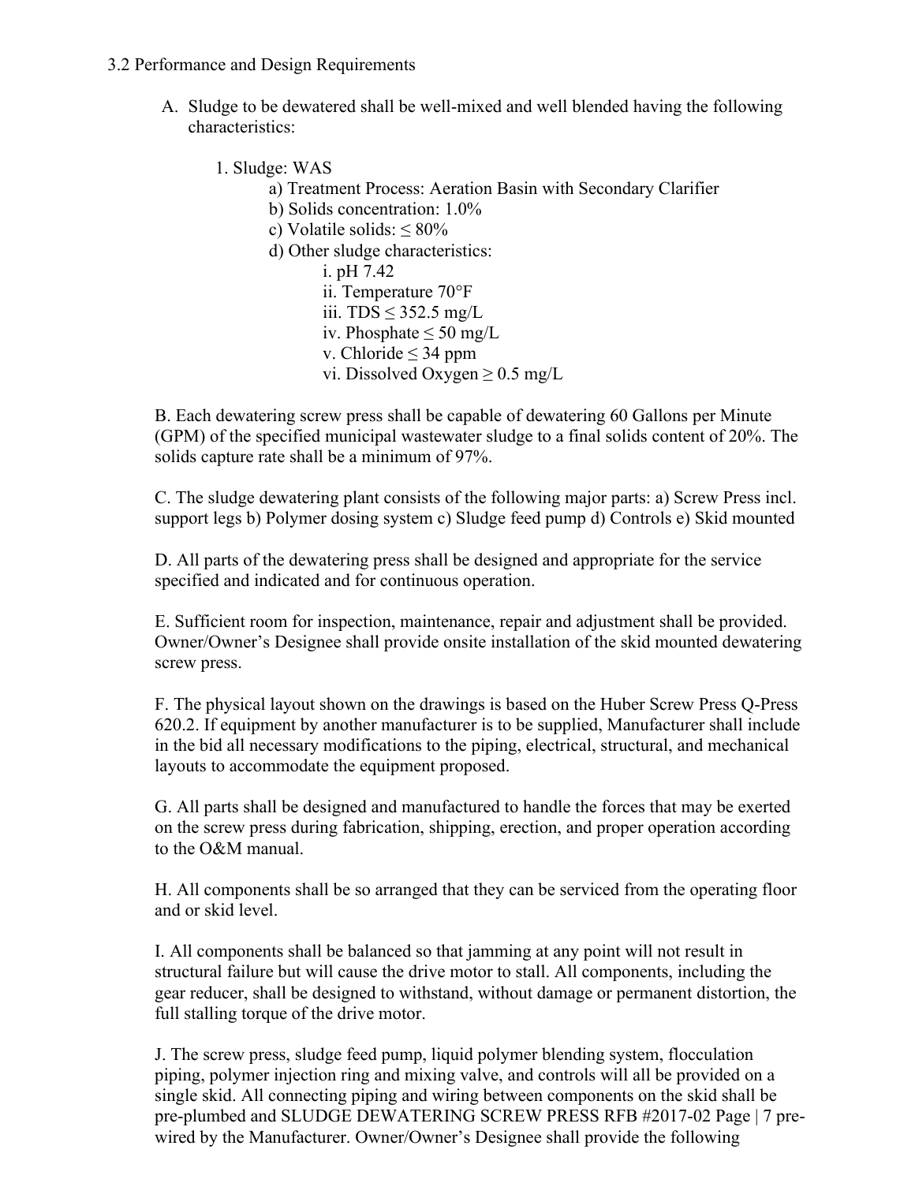3.2 Performance and Design Requirements

A. Sludge to be dewatered shall be well-mixed and well blended having the following characteristics:

1. Sludge: WAS
    - a) Treatment Process: Aeration Basin with Secondary Clarifier
    - b) Solids concentration: 1.0%
    - c) Volatile solids: ≤ 80%
    - d) Other sludge characteristics:
        - i. pH 7.42
        - ii. Temperature 70°F
        - iii. TDS ≤ 352.5 mg/L
        - iv. Phosphate ≤ 50 mg/L
        - v. Chloride ≤ 34 ppm
        - vi. Dissolved Oxygen ≥ 0.5 mg/L

B. Each dewatering screw press shall be capable of dewatering 60 Gallons per Minute (GPM) of the specified municipal wastewater sludge to a final solids content of 20%. The solids capture rate shall be a minimum of 97%.

C. The sludge dewatering plant consists of the following major parts: a) Screw Press incl. support legs b) Polymer dosing system c) Sludge feed pump d) Controls e) Skid mounted

D. All parts of the dewatering press shall be designed and appropriate for the service specified and indicated and for continuous operation.

E. Sufficient room for inspection, maintenance, repair and adjustment shall be provided. Owner/Owner's Designee shall provide onsite installation of the skid mounted dewatering screw press.

F. The physical layout shown on the drawings is based on the Huber Screw Press Q-Press 620.2. If equipment by another manufacturer is to be supplied, Manufacturer shall include in the bid all necessary modifications to the piping, electrical, structural, and mechanical layouts to accommodate the equipment proposed.

G. All parts shall be designed and manufactured to handle the forces that may be exerted on the screw press during fabrication, shipping, erection, and proper operation according to the O&M manual.

H. All components shall be so arranged that they can be serviced from the operating floor and or skid level.

I. All components shall be balanced so that jamming at any point will not result in structural failure but will cause the drive motor to stall. All components, including the gear reducer, shall be designed to withstand, without damage or permanent distortion, the full stalling torque of the drive motor.

J. The screw press, sludge feed pump, liquid polymer blending system, flocculation piping, polymer injection ring and mixing valve, and controls will all be provided on a single skid. All connecting piping and wiring between components on the skid shall be pre-plumbed and pre-wired by the Manufacturer. Owner/Owner's Designee shall provide the following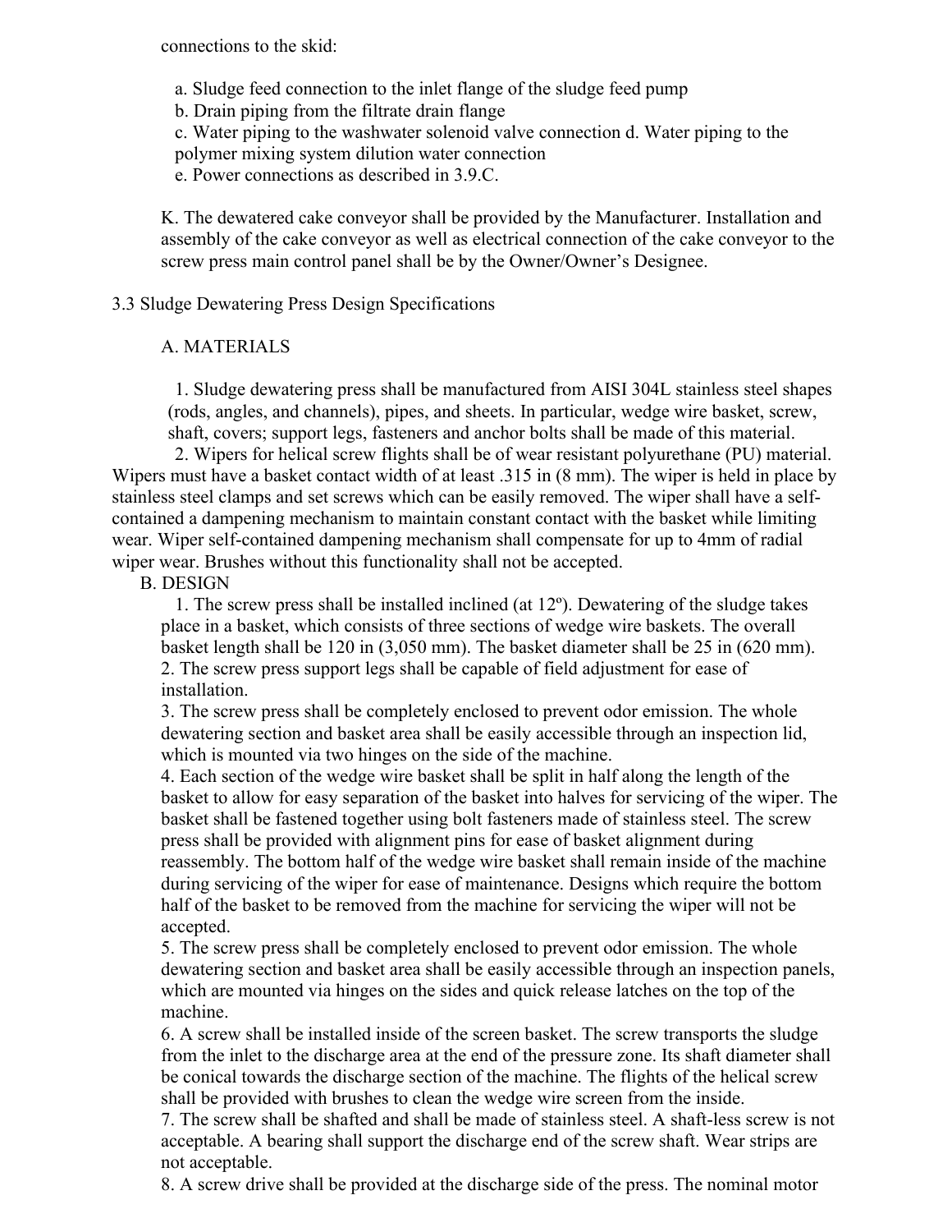connections to the skid:

a. Sludge feed connection to the inlet flange of the sludge feed pump
b. Drain piping from the filtrate drain flange
c. Water piping to the washwater solenoid valve connection d. Water piping to the polymer mixing system dilution water connection
e. Power connections as described in 3.9.C.

K. The dewatered cake conveyor shall be provided by the Manufacturer. Installation and assembly of the cake conveyor as well as electrical connection of the cake conveyor to the screw press main control panel shall be by the Owner/Owner's Designee.

3.3 Sludge Dewatering Press Design Specifications

A. MATERIALS

1. Sludge dewatering press shall be manufactured from AISI 304L stainless steel shapes (rods, angles, and channels), pipes, and sheets. In particular, wedge wire basket, screw, shaft, covers; support legs, fasteners and anchor bolts shall be made of this material.

2. Wipers for helical screw flights shall be of wear resistant polyurethane (PU) material. Wipers must have a basket contact width of at least .315 in (8 mm). The wiper is held in place by stainless steel clamps and set screws which can be easily removed. The wiper shall have a self-contained a dampening mechanism to maintain constant contact with the basket while limiting wear. Wiper self-contained dampening mechanism shall compensate for up to 4mm of radial wiper wear. Brushes without this functionality shall not be accepted.

B. DESIGN

1. The screw press shall be installed inclined (at 12º). Dewatering of the sludge takes place in a basket, which consists of three sections of wedge wire baskets. The overall basket length shall be 120 in (3,050 mm). The basket diameter shall be 25 in (620 mm).
2. The screw press support legs shall be capable of field adjustment for ease of installation.
3. The screw press shall be completely enclosed to prevent odor emission. The whole dewatering section and basket area shall be easily accessible through an inspection lid, which is mounted via two hinges on the side of the machine.
4. Each section of the wedge wire basket shall be split in half along the length of the basket to allow for easy separation of the basket into halves for servicing of the wiper. The basket shall be fastened together using bolt fasteners made of stainless steel. The screw press shall be provided with alignment pins for ease of basket alignment during reassembly. The bottom half of the wedge wire basket shall remain inside of the machine during servicing of the wiper for ease of maintenance. Designs which require the bottom half of the basket to be removed from the machine for servicing the wiper will not be accepted.
5. The screw press shall be completely enclosed to prevent odor emission. The whole dewatering section and basket area shall be easily accessible through an inspection panels, which are mounted via hinges on the sides and quick release latches on the top of the machine.
6. A screw shall be installed inside of the screen basket. The screw transports the sludge from the inlet to the discharge area at the end of the pressure zone. Its shaft diameter shall be conical towards the discharge section of the machine. The flights of the helical screw shall be provided with brushes to clean the wedge wire screen from the inside.
7. The screw shall be shafted and shall be made of stainless steel. A shaft-less screw is not acceptable. A bearing shall support the discharge end of the screw shaft. Wear strips are not acceptable.
8. A screw drive shall be provided at the discharge side of the press. The nominal motor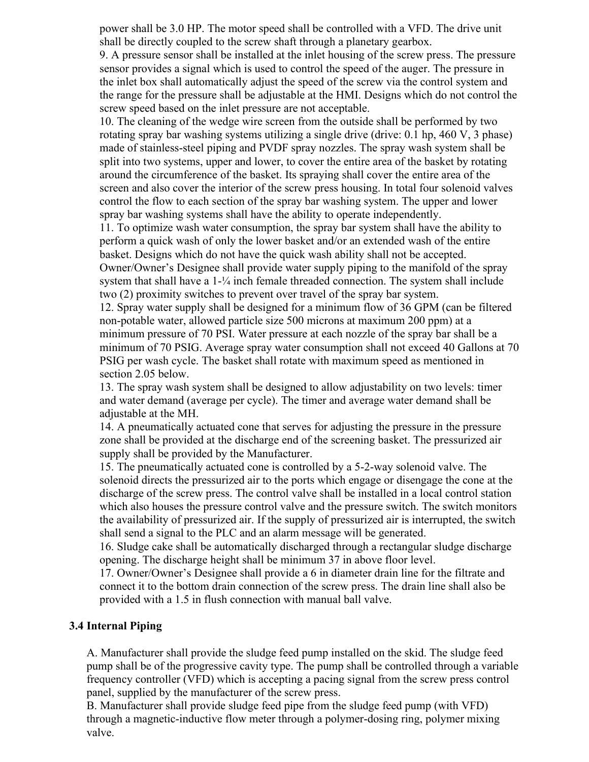power shall be 3.0 HP. The motor speed shall be controlled with a VFD. The drive unit shall be directly coupled to the screw shaft through a planetary gearbox.

9. A pressure sensor shall be installed at the inlet housing of the screw press. The pressure sensor provides a signal which is used to control the speed of the auger. The pressure in the inlet box shall automatically adjust the speed of the screw via the control system and the range for the pressure shall be adjustable at the HMI. Designs which do not control the screw speed based on the inlet pressure are not acceptable.

10. The cleaning of the wedge wire screen from the outside shall be performed by two rotating spray bar washing systems utilizing a single drive (drive: 0.1 hp, 460 V, 3 phase) made of stainless-steel piping and PVDF spray nozzles. The spray wash system shall be split into two systems, upper and lower, to cover the entire area of the basket by rotating around the circumference of the basket. Its spraying shall cover the entire area of the screen and also cover the interior of the screw press housing. In total four solenoid valves control the flow to each section of the spray bar washing system. The upper and lower spray bar washing systems shall have the ability to operate independently.

11. To optimize wash water consumption, the spray bar system shall have the ability to perform a quick wash of only the lower basket and/or an extended wash of the entire basket. Designs which do not have the quick wash ability shall not be accepted. Owner/Owner's Designee shall provide water supply piping to the manifold of the spray system that shall have a 1-¼ inch female threaded connection. The system shall include two (2) proximity switches to prevent over travel of the spray bar system.

12. Spray water supply shall be designed for a minimum flow of 36 GPM (can be filtered non-potable water, allowed particle size 500 microns at maximum 200 ppm) at a minimum pressure of 70 PSI. Water pressure at each nozzle of the spray bar shall be a minimum of 70 PSIG. Average spray water consumption shall not exceed 40 Gallons at 70 PSIG per wash cycle. The basket shall rotate with maximum speed as mentioned in section 2.05 below.

13. The spray wash system shall be designed to allow adjustability on two levels: timer and water demand (average per cycle). The timer and average water demand shall be adjustable at the MH.

14. A pneumatically actuated cone that serves for adjusting the pressure in the pressure zone shall be provided at the discharge end of the screening basket. The pressurized air supply shall be provided by the Manufacturer.

15. The pneumatically actuated cone is controlled by a 5-2-way solenoid valve. The solenoid directs the pressurized air to the ports which engage or disengage the cone at the discharge of the screw press. The control valve shall be installed in a local control station which also houses the pressure control valve and the pressure switch. The switch monitors the availability of pressurized air. If the supply of pressurized air is interrupted, the switch shall send a signal to the PLC and an alarm message will be generated.

16. Sludge cake shall be automatically discharged through a rectangular sludge discharge opening. The discharge height shall be minimum 37 in above floor level.

17. Owner/Owner's Designee shall provide a 6 in diameter drain line for the filtrate and connect it to the bottom drain connection of the screw press. The drain line shall also be provided with a 1.5 in flush connection with manual ball valve.

### 3.4 Internal Piping

A. Manufacturer shall provide the sludge feed pump installed on the skid. The sludge feed pump shall be of the progressive cavity type. The pump shall be controlled through a variable frequency controller (VFD) which is accepting a pacing signal from the screw press control panel, supplied by the manufacturer of the screw press.

B. Manufacturer shall provide sludge feed pipe from the sludge feed pump (with VFD) through a magnetic-inductive flow meter through a polymer-dosing ring, polymer mixing valve.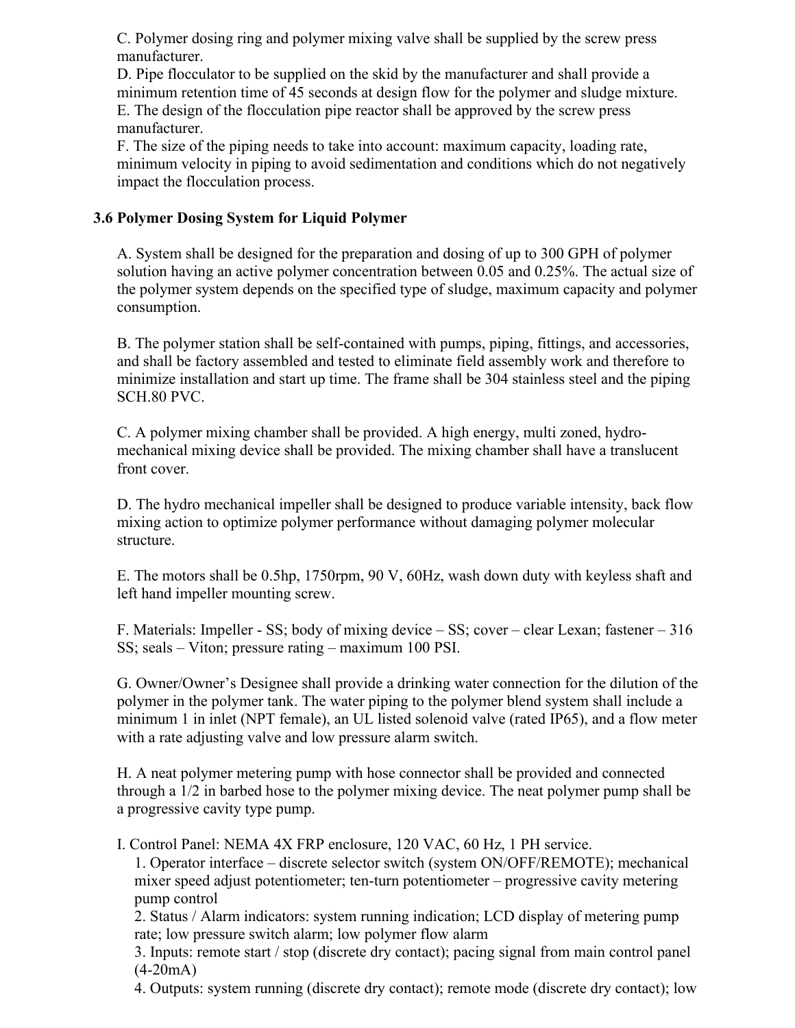C. Polymer dosing ring and polymer mixing valve shall be supplied by the screw press manufacturer.
D. Pipe flocculator to be supplied on the skid by the manufacturer and shall provide a minimum retention time of 45 seconds at design flow for the polymer and sludge mixture.
E. The design of the flocculation pipe reactor shall be approved by the screw press manufacturer.
F. The size of the piping needs to take into account: maximum capacity, loading rate, minimum velocity in piping to avoid sedimentation and conditions which do not negatively impact the flocculation process.

### 3.6 Polymer Dosing System for Liquid Polymer

A. System shall be designed for the preparation and dosing of up to 300 GPH of polymer solution having an active polymer concentration between 0.05 and 0.25%. The actual size of the polymer system depends on the specified type of sludge, maximum capacity and polymer consumption.

B. The polymer station shall be self-contained with pumps, piping, fittings, and accessories, and shall be factory assembled and tested to eliminate field assembly work and therefore to minimize installation and start up time. The frame shall be 304 stainless steel and the piping SCH.80 PVC.

C. A polymer mixing chamber shall be provided. A high energy, multi zoned, hydro-mechanical mixing device shall be provided. The mixing chamber shall have a translucent front cover.

D. The hydro mechanical impeller shall be designed to produce variable intensity, back flow mixing action to optimize polymer performance without damaging polymer molecular structure.

E. The motors shall be 0.5hp, 1750rpm, 90 V, 60Hz, wash down duty with keyless shaft and left hand impeller mounting screw.

F. Materials: Impeller - SS; body of mixing device – SS; cover – clear Lexan; fastener – 316 SS; seals – Viton; pressure rating – maximum 100 PSI.

G. Owner/Owner's Designee shall provide a drinking water connection for the dilution of the polymer in the polymer tank. The water piping to the polymer blend system shall include a minimum 1 in inlet (NPT female), an UL listed solenoid valve (rated IP65), and a flow meter with a rate adjusting valve and low pressure alarm switch.

H. A neat polymer metering pump with hose connector shall be provided and connected through a 1/2 in barbed hose to the polymer mixing device. The neat polymer pump shall be a progressive cavity type pump.

I. Control Panel: NEMA 4X FRP enclosure, 120 VAC, 60 Hz, 1 PH service.
1. Operator interface – discrete selector switch (system ON/OFF/REMOTE); mechanical mixer speed adjust potentiometer; ten-turn potentiometer – progressive cavity metering pump control
2. Status / Alarm indicators: system running indication; LCD display of metering pump rate; low pressure switch alarm; low polymer flow alarm
3. Inputs: remote start / stop (discrete dry contact); pacing signal from main control panel (4-20mA)
4. Outputs: system running (discrete dry contact); remote mode (discrete dry contact); low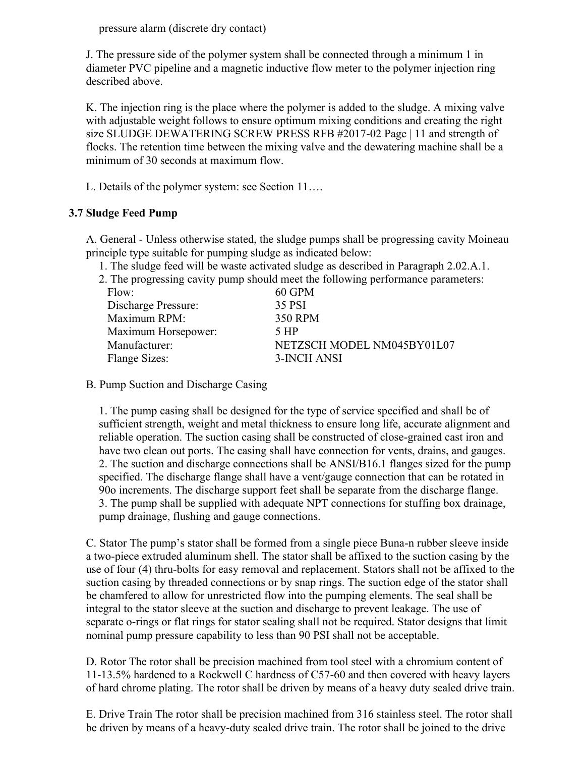pressure alarm (discrete dry contact)

J. The pressure side of the polymer system shall be connected through a minimum 1 in diameter PVC pipeline and a magnetic inductive flow meter to the polymer injection ring described above.

K. The injection ring is the place where the polymer is added to the sludge. A mixing valve with adjustable weight follows to ensure optimum mixing conditions and creating the right size SLUDGE DEWATERING SCREW PRESS RFB #2017-02 Page | 11 and strength of flocks. The retention time between the mixing valve and the dewatering machine shall be a minimum of 30 seconds at maximum flow.

L. Details of the polymer system: see Section 11….

### 3.7 Sludge Feed Pump

A. General - Unless otherwise stated, the sludge pumps shall be progressing cavity Moineau principle type suitable for pumping sludge as indicated below:

1. The sludge feed will be waste activated sludge as described in Paragraph 2.02.A.1.
2. The progressing cavity pump should meet the following performance parameters:

| | |
|---|---|
| Flow: | 60 GPM |
| Discharge Pressure: | 35 PSI |
| Maximum RPM: | 350 RPM |
| Maximum Horsepower: | 5 HP |
| Manufacturer: | NETZSCH MODEL NM045BY01L07 |
| Flange Sizes: | 3-INCH ANSI |

B. Pump Suction and Discharge Casing

1. The pump casing shall be designed for the type of service specified and shall be of sufficient strength, weight and metal thickness to ensure long life, accurate alignment and reliable operation. The suction casing shall be constructed of close-grained cast iron and have two clean out ports. The casing shall have connection for vents, drains, and gauges.
2. The suction and discharge connections shall be ANSI/B16.1 flanges sized for the pump specified. The discharge flange shall have a vent/gauge connection that can be rotated in 90o increments. The discharge support feet shall be separate from the discharge flange.
3. The pump shall be supplied with adequate NPT connections for stuffing box drainage, pump drainage, flushing and gauge connections.

C. Stator The pump's stator shall be formed from a single piece Buna-n rubber sleeve inside a two-piece extruded aluminum shell. The stator shall be affixed to the suction casing by the use of four (4) thru-bolts for easy removal and replacement. Stators shall not be affixed to the suction casing by threaded connections or by snap rings. The suction edge of the stator shall be chamfered to allow for unrestricted flow into the pumping elements. The seal shall be integral to the stator sleeve at the suction and discharge to prevent leakage. The use of separate o-rings or flat rings for stator sealing shall not be required. Stator designs that limit nominal pump pressure capability to less than 90 PSI shall not be acceptable.

D. Rotor The rotor shall be precision machined from tool steel with a chromium content of 11-13.5% hardened to a Rockwell C hardness of C57-60 and then covered with heavy layers of hard chrome plating. The rotor shall be driven by means of a heavy duty sealed drive train.

E. Drive Train The rotor shall be precision machined from 316 stainless steel. The rotor shall be driven by means of a heavy-duty sealed drive train. The rotor shall be joined to the drive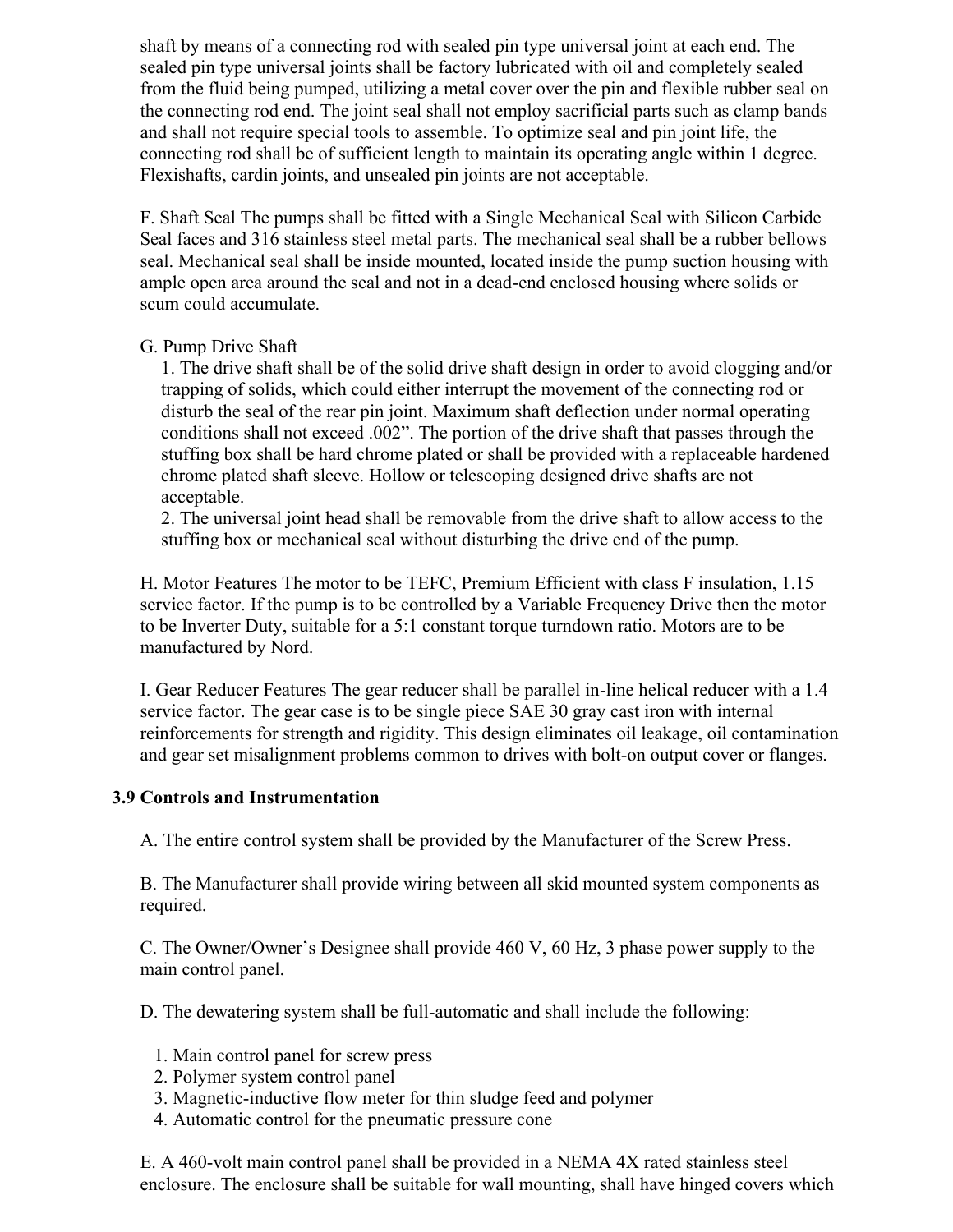shaft by means of a connecting rod with sealed pin type universal joint at each end. The sealed pin type universal joints shall be factory lubricated with oil and completely sealed from the fluid being pumped, utilizing a metal cover over the pin and flexible rubber seal on the connecting rod end. The joint seal shall not employ sacrificial parts such as clamp bands and shall not require special tools to assemble. To optimize seal and pin joint life, the connecting rod shall be of sufficient length to maintain its operating angle within 1 degree. Flexishafts, cardin joints, and unsealed pin joints are not acceptable.

F. Shaft Seal The pumps shall be fitted with a Single Mechanical Seal with Silicon Carbide Seal faces and 316 stainless steel metal parts. The mechanical seal shall be a rubber bellows seal. Mechanical seal shall be inside mounted, located inside the pump suction housing with ample open area around the seal and not in a dead-end enclosed housing where solids or scum could accumulate.

G. Pump Drive Shaft

1. The drive shaft shall be of the solid drive shaft design in order to avoid clogging and/or trapping of solids, which could either interrupt the movement of the connecting rod or disturb the seal of the rear pin joint. Maximum shaft deflection under normal operating conditions shall not exceed .002". The portion of the drive shaft that passes through the stuffing box shall be hard chrome plated or shall be provided with a replaceable hardened chrome plated shaft sleeve. Hollow or telescoping designed drive shafts are not acceptable.
2. The universal joint head shall be removable from the drive shaft to allow access to the stuffing box or mechanical seal without disturbing the drive end of the pump.

H. Motor Features The motor to be TEFC, Premium Efficient with class F insulation, 1.15 service factor. If the pump is to be controlled by a Variable Frequency Drive then the motor to be Inverter Duty, suitable for a 5:1 constant torque turndown ratio. Motors are to be manufactured by Nord.

I. Gear Reducer Features The gear reducer shall be parallel in-line helical reducer with a 1.4 service factor. The gear case is to be single piece SAE 30 gray cast iron with internal reinforcements for strength and rigidity. This design eliminates oil leakage, oil contamination and gear set misalignment problems common to drives with bolt-on output cover or flanges.

### 3.9 Controls and Instrumentation

A. The entire control system shall be provided by the Manufacturer of the Screw Press.

B. The Manufacturer shall provide wiring between all skid mounted system components as required.

C. The Owner/Owner's Designee shall provide 460 V, 60 Hz, 3 phase power supply to the main control panel.

D. The dewatering system shall be full-automatic and shall include the following:

1. Main control panel for screw press
2. Polymer system control panel
3. Magnetic-inductive flow meter for thin sludge feed and polymer
4. Automatic control for the pneumatic pressure cone

E. A 460-volt main control panel shall be provided in a NEMA 4X rated stainless steel enclosure. The enclosure shall be suitable for wall mounting, shall have hinged covers which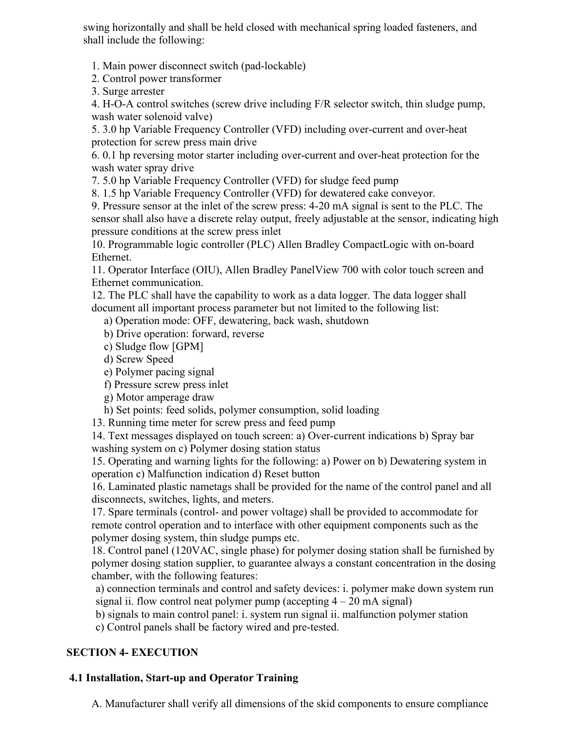swing horizontally and shall be held closed with mechanical spring loaded fasteners, and shall include the following:

1. Main power disconnect switch (pad-lockable)
2. Control power transformer
3. Surge arrester
4. H-O-A control switches (screw drive including F/R selector switch, thin sludge pump, wash water solenoid valve)
5. 3.0 hp Variable Frequency Controller (VFD) including over-current and over-heat protection for screw press main drive
6. 0.1 hp reversing motor starter including over-current and over-heat protection for the wash water spray drive
7. 5.0 hp Variable Frequency Controller (VFD) for sludge feed pump
8. 1.5 hp Variable Frequency Controller (VFD) for dewatered cake conveyor.
9. Pressure sensor at the inlet of the screw press: 4-20 mA signal is sent to the PLC. The sensor shall also have a discrete relay output, freely adjustable at the sensor, indicating high pressure conditions at the screw press inlet
10. Programmable logic controller (PLC) Allen Bradley CompactLogic with on-board Ethernet.
11. Operator Interface (OIU), Allen Bradley PanelView 700 with color touch screen and Ethernet communication.
12. The PLC shall have the capability to work as a data logger. The data logger shall document all important process parameter but not limited to the following list:
    a) Operation mode: OFF, dewatering, back wash, shutdown
    b) Drive operation: forward, reverse
    c) Sludge flow [GPM]
    d) Screw Speed
    e) Polymer pacing signal
    f) Pressure screw press inlet
    g) Motor amperage draw
    h) Set points: feed solids, polymer consumption, solid loading
13. Running time meter for screw press and feed pump
14. Text messages displayed on touch screen: a) Over-current indications b) Spray bar washing system on c) Polymer dosing station status
15. Operating and warning lights for the following: a) Power on b) Dewatering system in operation c) Malfunction indication d) Reset button
16. Laminated plastic nametags shall be provided for the name of the control panel and all disconnects, switches, lights, and meters.
17. Spare terminals (control- and power voltage) shall be provided to accommodate for remote control operation and to interface with other equipment components such as the polymer dosing system, thin sludge pumps etc.
18. Control panel (120VAC, single phase) for polymer dosing station shall be furnished by polymer dosing station supplier, to guarantee always a constant concentration in the dosing chamber, with the following features:
    a) connection terminals and control and safety devices: i. polymer make down system run signal ii. flow control neat polymer pump (accepting 4 – 20 mA signal)
    b) signals to main control panel: i. system run signal ii. malfunction polymer station
    c) Control panels shall be factory wired and pre-tested.

## SECTION 4- EXECUTION

### 4.1 Installation, Start-up and Operator Training

A. Manufacturer shall verify all dimensions of the skid components to ensure compliance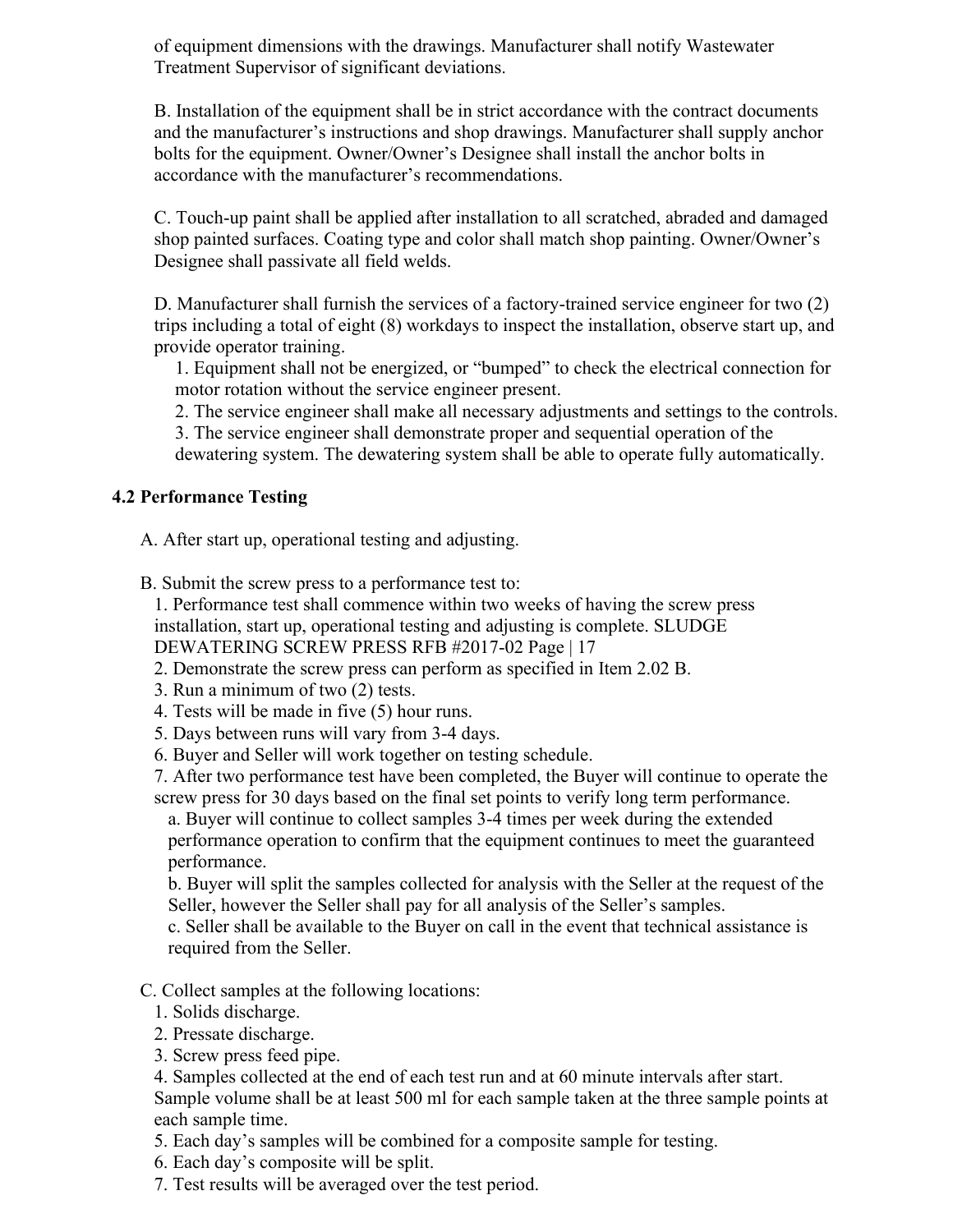of equipment dimensions with the drawings. Manufacturer shall notify Wastewater Treatment Supervisor of significant deviations.

B. Installation of the equipment shall be in strict accordance with the contract documents and the manufacturer's instructions and shop drawings. Manufacturer shall supply anchor bolts for the equipment. Owner/Owner's Designee shall install the anchor bolts in accordance with the manufacturer's recommendations.

C. Touch-up paint shall be applied after installation to all scratched, abraded and damaged shop painted surfaces. Coating type and color shall match shop painting. Owner/Owner's Designee shall passivate all field welds.

D. Manufacturer shall furnish the services of a factory-trained service engineer for two (2) trips including a total of eight (8) workdays to inspect the installation, observe start up, and provide operator training.

1. Equipment shall not be energized, or "bumped" to check the electrical connection for motor rotation without the service engineer present.
2. The service engineer shall make all necessary adjustments and settings to the controls.
3. The service engineer shall demonstrate proper and sequential operation of the dewatering system. The dewatering system shall be able to operate fully automatically.

### 4.2 Performance Testing

A. After start up, operational testing and adjusting.

B. Submit the screw press to a performance test to:

1. Performance test shall commence within two weeks of having the screw press installation, start up, operational testing and adjusting is complete. SLUDGE DEWATERING SCREW PRESS RFB #2017-02 Page | 17
2. Demonstrate the screw press can perform as specified in Item 2.02 B.
3. Run a minimum of two (2) tests.
4. Tests will be made in five (5) hour runs.
5. Days between runs will vary from 3-4 days.
6. Buyer and Seller will work together on testing schedule.
7. After two performance test have been completed, the Buyer will continue to operate the screw press for 30 days based on the final set points to verify long term performance.
   a. Buyer will continue to collect samples 3-4 times per week during the extended performance operation to confirm that the equipment continues to meet the guaranteed performance.
   b. Buyer will split the samples collected for analysis with the Seller at the request of the Seller, however the Seller shall pay for all analysis of the Seller's samples.
   c. Seller shall be available to the Buyer on call in the event that technical assistance is required from the Seller.

C. Collect samples at the following locations:

1. Solids discharge.
2. Pressate discharge.
3. Screw press feed pipe.
4. Samples collected at the end of each test run and at 60 minute intervals after start. Sample volume shall be at least 500 ml for each sample taken at the three sample points at each sample time.
5. Each day's samples will be combined for a composite sample for testing.
6. Each day's composite will be split.
7. Test results will be averaged over the test period.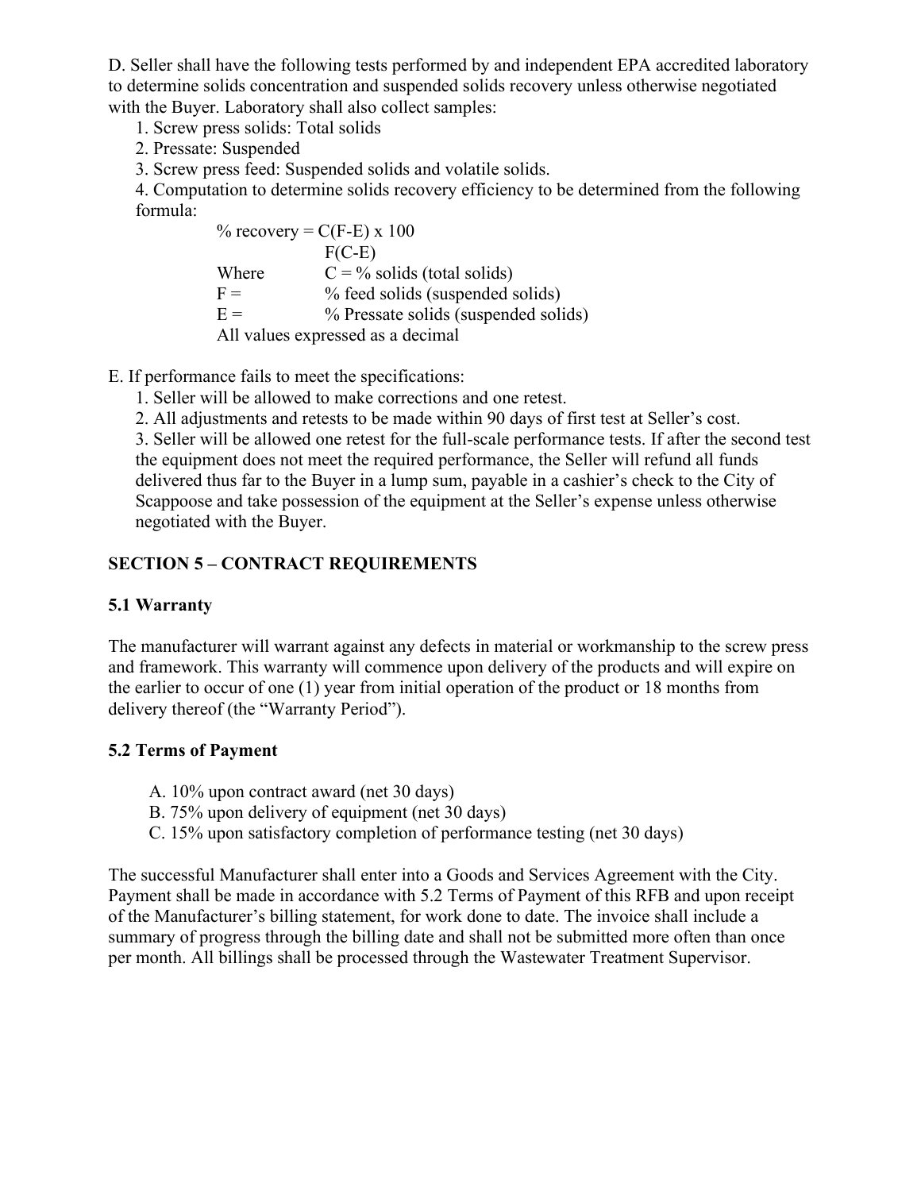D. Seller shall have the following tests performed by and independent EPA accredited laboratory to determine solids concentration and suspended solids recovery unless otherwise negotiated with the Buyer. Laboratory shall also collect samples:

1. Screw press solids: Total solids
2. Pressate: Suspended
3. Screw press feed: Suspended solids and volatile solids.
4. Computation to determine solids recovery efficiency to be determined from the following formula:

$$\% \text{ recovery} = \frac{C(F-E)}{F(C-E)} \times 100$$

Where $C$ = % solids (total solids)

$F$ = % feed solids (suspended solids)

$E$ = % Pressate solids (suspended solids)

All values expressed as a decimal

E. If performance fails to meet the specifications:

1. Seller will be allowed to make corrections and one retest.
2. All adjustments and retests to be made within 90 days of first test at Seller's cost.
3. Seller will be allowed one retest for the full-scale performance tests. If after the second test the equipment does not meet the required performance, the Seller will refund all funds delivered thus far to the Buyer in a lump sum, payable in a cashier's check to the City of Scappoose and take possession of the equipment at the Seller's expense unless otherwise negotiated with the Buyer.

## SECTION 5 – CONTRACT REQUIREMENTS

### 5.1 Warranty

The manufacturer will warrant against any defects in material or workmanship to the screw press and framework. This warranty will commence upon delivery of the products and will expire on the earlier to occur of one (1) year from initial operation of the product or 18 months from delivery thereof (the "Warranty Period").

### 5.2 Terms of Payment

A. 10% upon contract award (net 30 days)

B. 75% upon delivery of equipment (net 30 days)

C. 15% upon satisfactory completion of performance testing (net 30 days)

The successful Manufacturer shall enter into a Goods and Services Agreement with the City. Payment shall be made in accordance with 5.2 Terms of Payment of this RFB and upon receipt of the Manufacturer's billing statement, for work done to date. The invoice shall include a summary of progress through the billing date and shall not be submitted more often than once per month. All billings shall be processed through the Wastewater Treatment Supervisor.